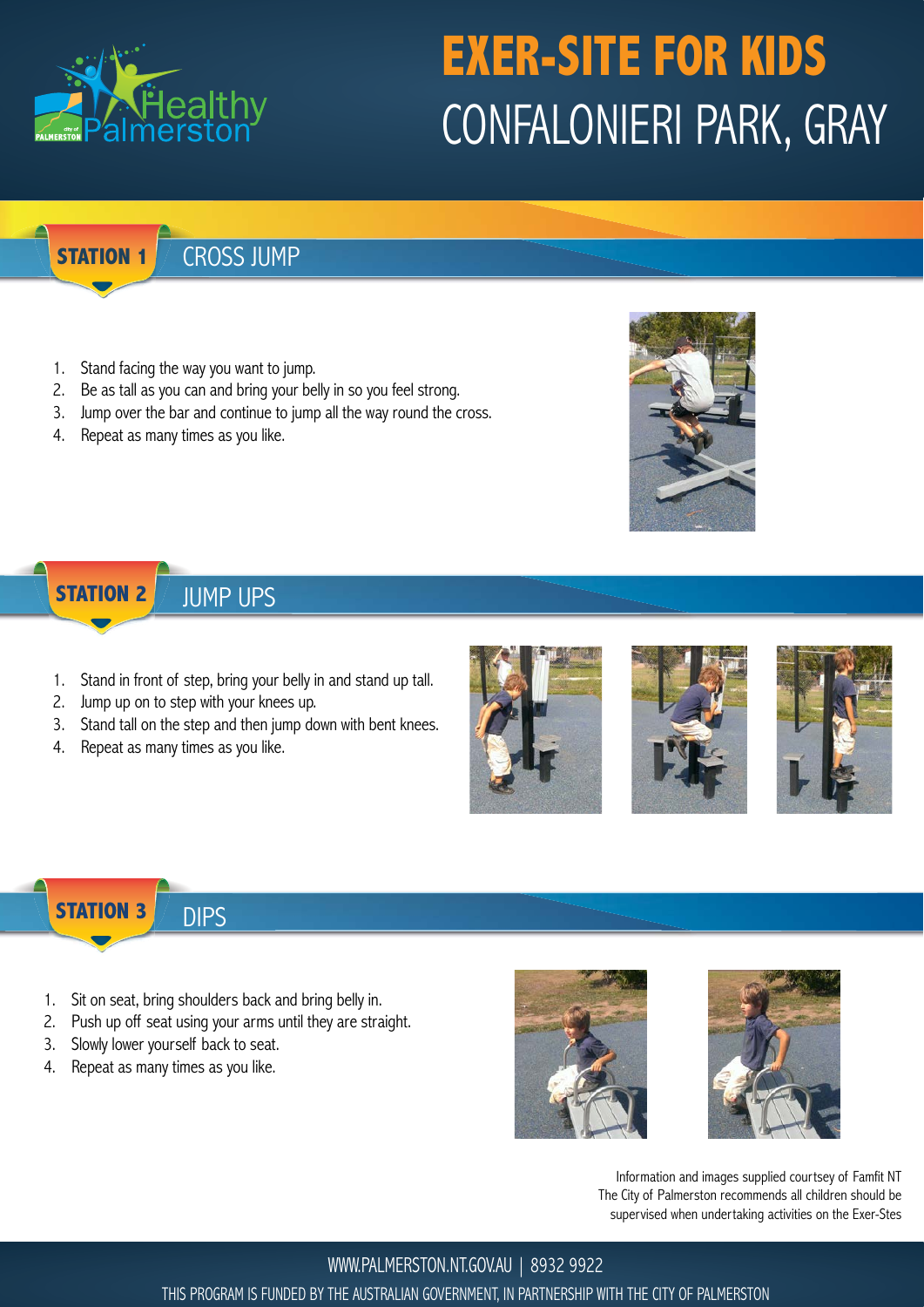Healthy Palmerston

# EXER-SITE FOR KIDS
# CONFALONIERI PARK, GRAY

## STATION 1 CROSS JUMP

1. Stand facing the way you want to jump.
2. Be as tall as you can and bring your belly in so you feel strong.
3. Jump over the bar and continue to jump all the way round the cross.
4. Repeat as many times as you like.

## STATION 2 JUMP UPS

1. Stand in front of step, bring your belly in and stand up tall.
2. Jump up on to step with your knees up.
3. Stand tall on the step and then jump down with bent knees.
4. Repeat as many times as you like.

## STATION 3 DIPS

1. Sit on seat, bring shoulders back and bring belly in.
2. Push up off seat using your arms until they are straight.
3. Slowly lower yourself back to seat.
4. Repeat as many times as you like.

Information and images supplied courtsey of Famfit NT
The City of Palmerston recommends all children should be supervised when undertaking activities on the Exer-Stes

WWW.PALMERSTON.NT.GOV.AU | 8932 9922

THIS PROGRAM IS FUNDED BY THE AUSTRALIAN GOVERNMENT, IN PARTNERSHIP WITH THE CITY OF PALMERSTON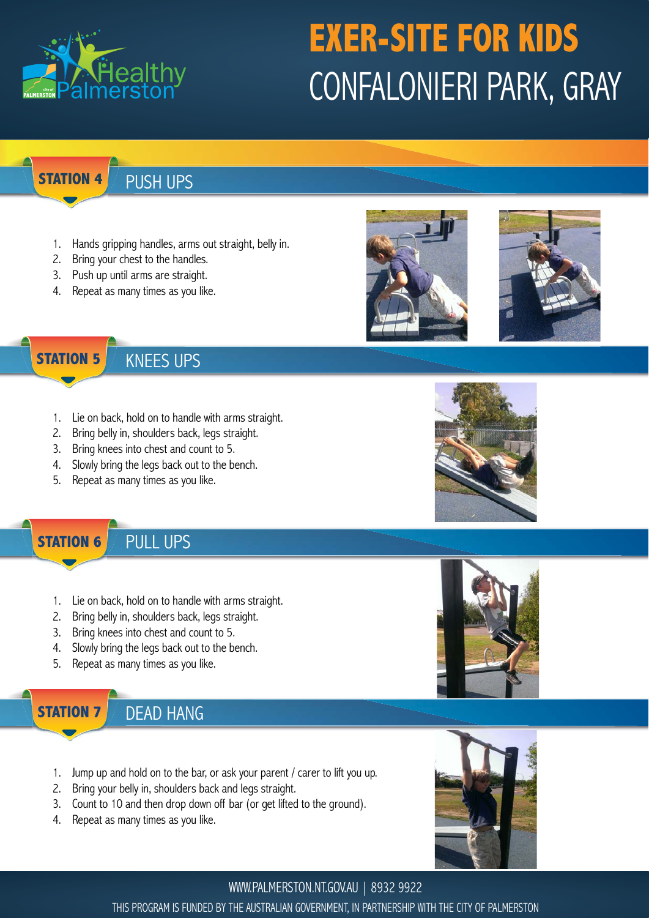# EXER-SITE FOR KIDS

# CONFALONIERI PARK, GRAY

## STATION 4 PUSH UPS

1. Hands gripping handles, arms out straight, belly in.
2. Bring your chest to the handles.
3. Push up until arms are straight.
4. Repeat as many times as you like.

## STATION 5 KNEES UPS

1. Lie on back, hold on to handle with arms straight.
2. Bring belly in, shoulders back, legs straight.
3. Bring knees into chest and count to 5.
4. Slowly bring the legs back out to the bench.
5. Repeat as many times as you like.

## STATION 6 PULL UPS

1. Lie on back, hold on to handle with arms straight.
2. Bring belly in, shoulders back, legs straight.
3. Bring knees into chest and count to 5.
4. Slowly bring the legs back out to the bench.
5. Repeat as many times as you like.

## STATION 7 DEAD HANG

1. Jump up and hold on to the bar, or ask your parent / carer to lift you up.
2. Bring your belly in, shoulders back and legs straight.
3. Count to 10 and then drop down off bar (or get lifted to the ground).
4. Repeat as many times as you like.

WWW.PALMERSTON.NT.GOV.AU | 8932 9922

THIS PROGRAM IS FUNDED BY THE AUSTRALIAN GOVERNMENT, IN PARTNERSHIP WITH THE CITY OF PALMERSTON